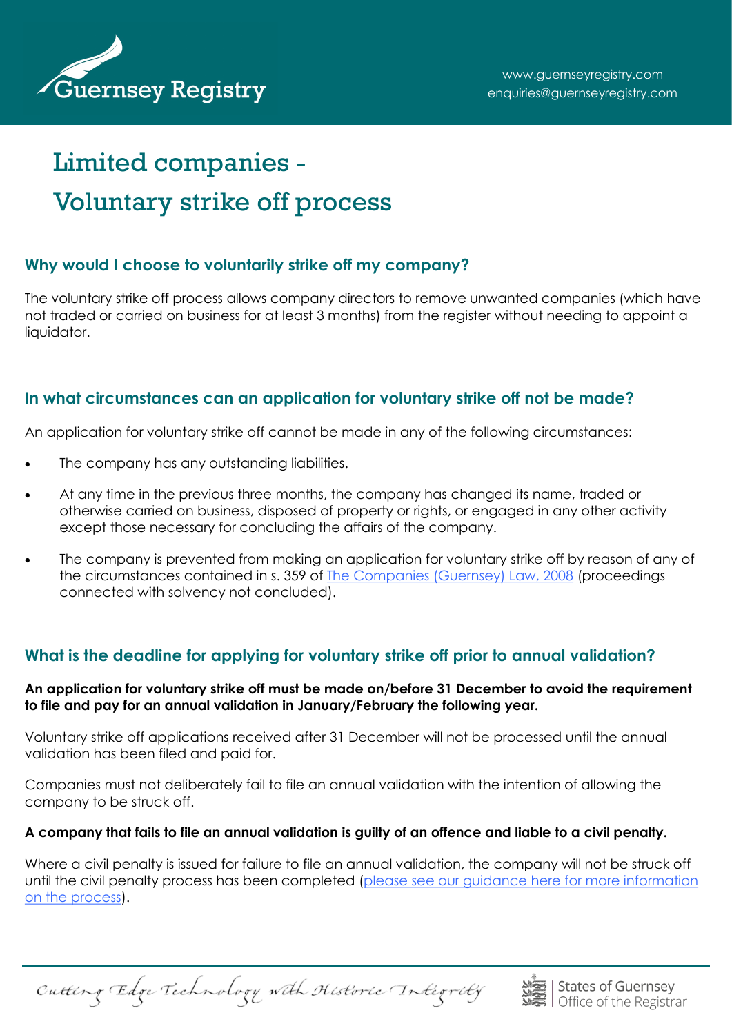# Limited companies - Voluntary strike off process

## Why would I choose to voluntarily strike off my company?

The voluntary strike off process allows company directors to remove unwanted companies (which have not traded or carried on business for at least 3 months) from the register without needing to appoint a liquidator.

## In what circumstances can an application for voluntary strike off not be made?

An application for voluntary strike off cannot be made in any of the following circumstances:

- The company has any outstanding liabilities.
- At any time in the previous three months, the company has changed its name, traded or otherwise carried on business, disposed of property or rights, or engaged in any other activity except those necessary for concluding the affairs of the company.
- The company is prevented from making an application for voluntary strike off by reason of any of the circumstances contained in s. 359 of [The Companies (Guernsey) Law, 2008]() (proceedings connected with solvency not concluded).

## What is the deadline for applying for voluntary strike off prior to annual validation?

**An application for voluntary strike off must be made on/before 31 December to avoid the requirement to file and pay for an annual validation in January/February the following year.**

Voluntary strike off applications received after 31 December will not be processed until the annual validation has been filed and paid for.

Companies must not deliberately fail to file an annual validation with the intention of allowing the company to be struck off.

**A company that fails to file an annual validation is guilty of an offence and liable to a civil penalty.**

Where a civil penalty is issued for failure to file an annual validation, the company will not be struck off until the civil penalty process has been completed ([please see our guidance here for more information on the process]()).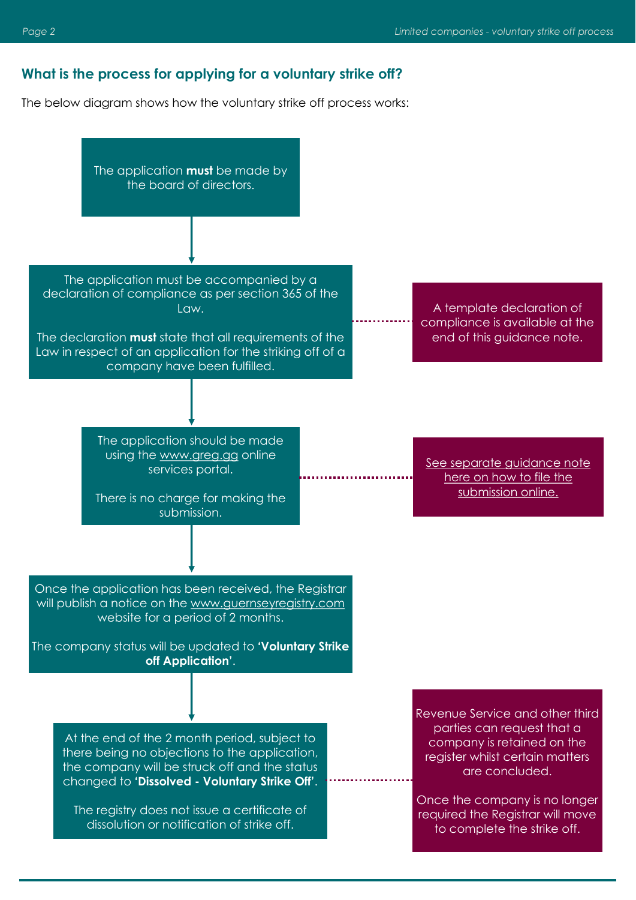## What is the process for applying for a voluntary strike off?

The below diagram shows how the voluntary strike off process works:

The application **must** be made by the board of directors.

↓

The application must be accompanied by a declaration of compliance as per section 365 of the Law.

The declaration **must** state that all requirements of the Law in respect of an application for the striking off of a company have been fulfilled.

> A template declaration of compliance is available at the end of this guidance note.

↓

The application should be made using the www.greg.gg online services portal.

There is no charge for making the submission.

> See separate guidance note here on how to file the submission online.

↓

Once the application has been received, the Registrar will publish a notice on the www.guernseyregistry.com website for a period of 2 months.

The company status will be updated to **'Voluntary Strike off Application'**.

↓

At the end of the 2 month period, subject to there being no objections to the application, the company will be struck off and the status changed to **'Dissolved - Voluntary Strike Off'**.

The registry does not issue a certificate of dissolution or notification of strike off.

> Revenue Service and other third parties can request that a company is retained on the register whilst certain matters are concluded.
>
> Once the company is no longer required the Registrar will move to complete the strike off.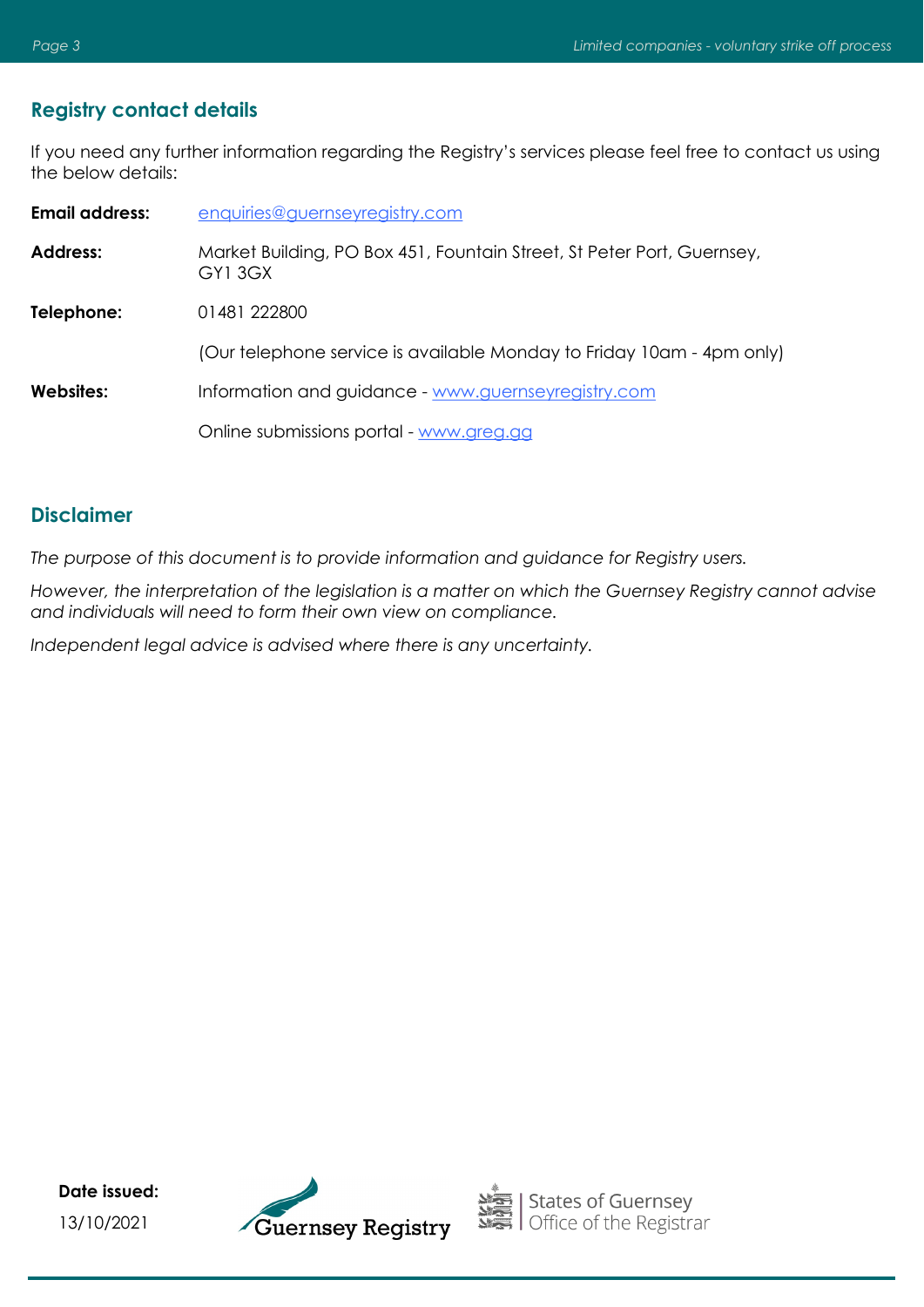## Registry contact details

If you need any further information regarding the Registry's services please feel free to contact us using the below details:

**Email address:** enquiries@guernseyregistry.com

**Address:** Market Building, PO Box 451, Fountain Street, St Peter Port, Guernsey, GY1 3GX

**Telephone:** 01481 222800

(Our telephone service is available Monday to Friday 10am - 4pm only)

**Websites:** Information and guidance - www.guernseyregistry.com

Online submissions portal - www.greg.gg

## Disclaimer

*The purpose of this document is to provide information and guidance for Registry users.*

*However, the interpretation of the legislation is a matter on which the Guernsey Registry cannot advise and individuals will need to form their own view on compliance.*

*Independent legal advice is advised where there is any uncertainty.*

**Date issued:**

13/10/2021

Guernsey Registry

States of Guernsey
Office of the Registrar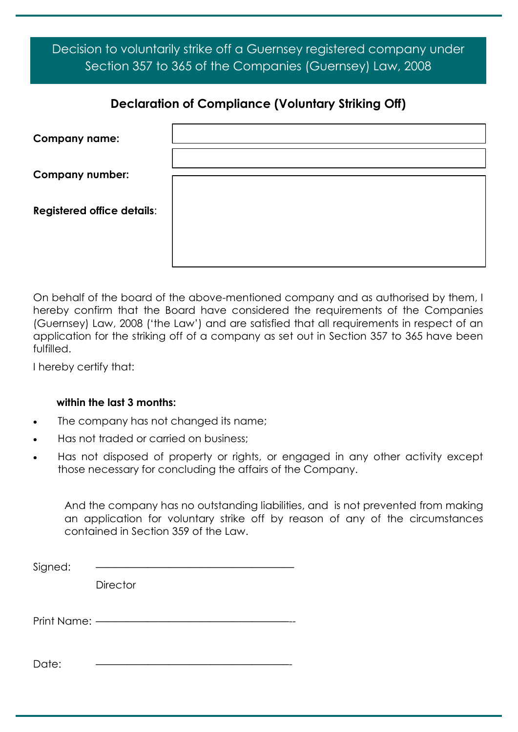# Decision to voluntarily strike off a Guernsey registered company under Section 357 to 365 of the Companies (Guernsey) Law, 2008

## Declaration of Compliance (Voluntary Striking Off)

**Company name:**

**Company number:**

**Registered office details**:

On behalf of the board of the above-mentioned company and as authorised by them, I hereby confirm that the Board have considered the requirements of the Companies (Guernsey) Law, 2008 ('the Law') and are satisfied that all requirements in respect of an application for the striking off of a company as set out in Section 357 to 365 have been fulfilled.

I hereby certify that:

**within the last 3 months:**

- The company has not changed its name;
- Has not traded or carried on business;
- Has not disposed of property or rights, or engaged in any other activity except those necessary for concluding the affairs of the Company.

And the company has no outstanding liabilities, and is not prevented from making an application for voluntary strike off by reason of any of the circumstances contained in Section 359 of the Law.

Signed: ______________________________

Director

Print Name: ______________________________

Date: ______________________________